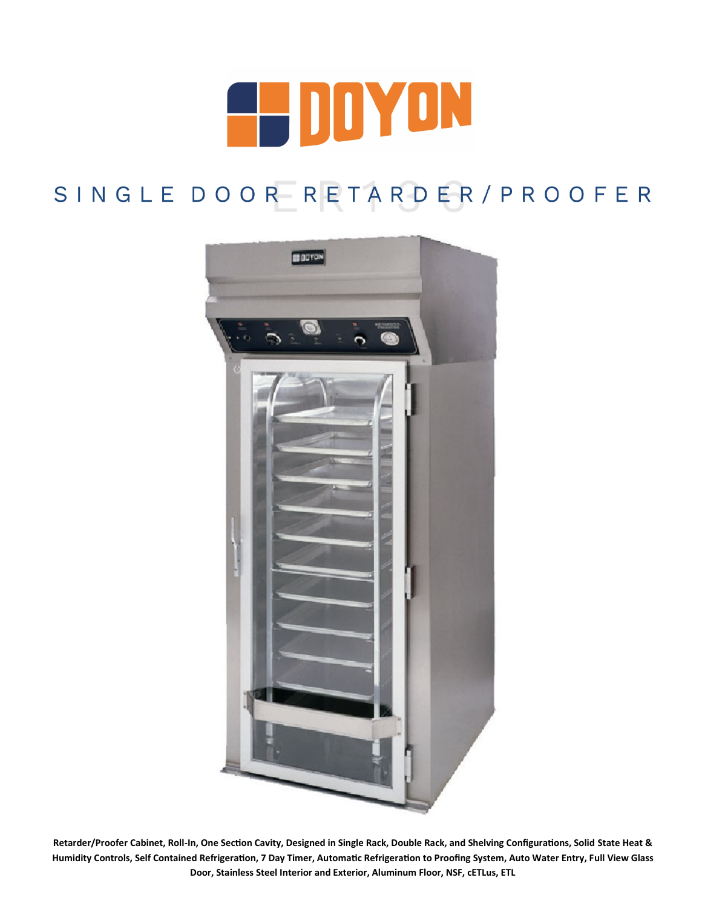# SINGLE DOOR RETARDER/PROOFER

ER136

**Retarder/Proofer Cabinet, Roll-In, One Section Cavity, Designed in Single Rack, Double Rack, and Shelving Configurations, Solid State Heat & Humidity Controls, Self Contained Refrigeration, 7 Day Timer, Automatic Refrigeration to Proofing System, Auto Water Entry, Full View Glass Door, Stainless Steel Interior and Exterior, Aluminum Floor, NSF, cETLus, ETL**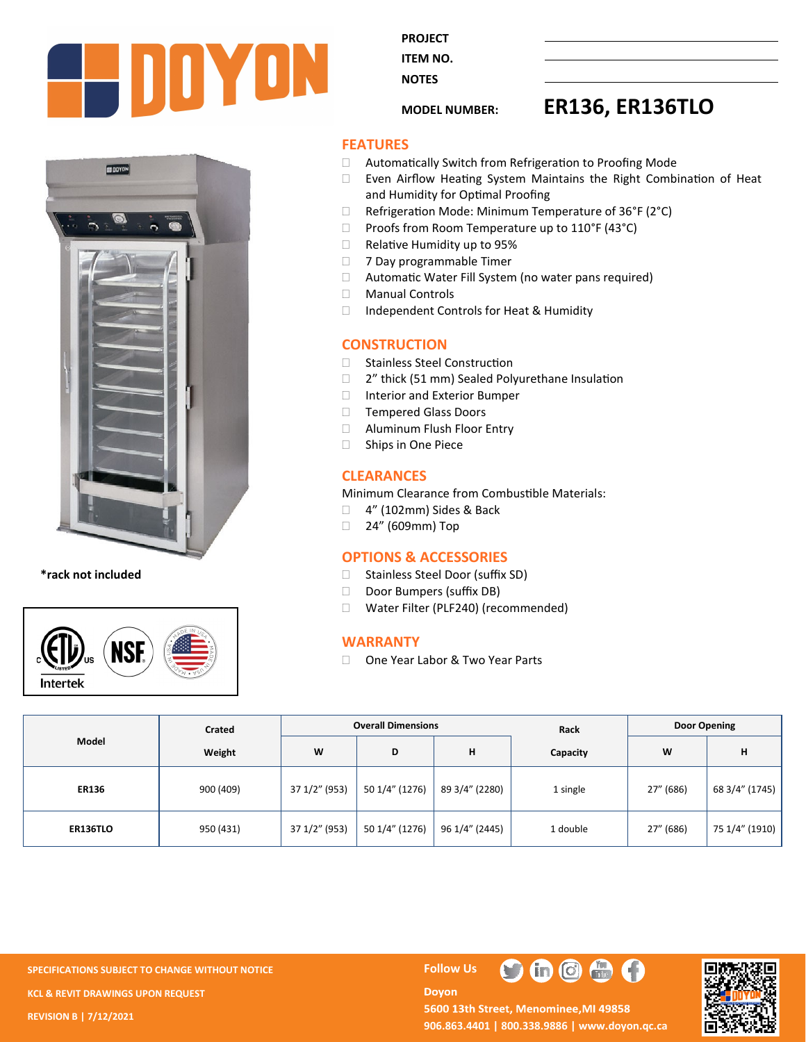**PROJECT**

**ITEM NO.**

**NOTES**

**MODEL NUMBER:** **ER136, ER136TLO**

*rack not included

## FEATURES

- Automatically Switch from Refrigeration to Proofing Mode
- Even Airflow Heating System Maintains the Right Combination of Heat and Humidity for Optimal Proofing
- Refrigeration Mode: Minimum Temperature of 36°F (2°C)
- Proofs from Room Temperature up to 110°F (43°C)
- Relative Humidity up to 95%
- 7 Day programmable Timer
- Automatic Water Fill System (no water pans required)
- Manual Controls
- Independent Controls for Heat & Humidity

## CONSTRUCTION

- Stainless Steel Construction
- 2" thick (51 mm) Sealed Polyurethane Insulation
- Interior and Exterior Bumper
- Tempered Glass Doors
- Aluminum Flush Floor Entry
- Ships in One Piece

## CLEARANCES

Minimum Clearance from Combustible Materials:

- 4" (102mm) Sides & Back
- 24" (609mm) Top

## OPTIONS & ACCESSORIES

- Stainless Steel Door (suffix SD)
- Door Bumpers (suffix DB)
- Water Filter (PLF240) (recommended)

## WARRANTY

- One Year Labor & Two Year Parts

| Model | Crated Weight | Overall Dimensions | | | Rack Capacity | Door Opening | |
|---|---|---|---|---|---|---|---|
| | | W | D | H | | W | H |
| **ER136** | 900 (409) | 37 1/2" (953) | 50 1/4" (1276) | 89 3/4" (2280) | 1 single | 27" (686) | 68 3/4" (1745) |
| **ER136TLO** | 950 (431) | 37 1/2" (953) | 50 1/4" (1276) | 96 1/4" (2445) | 1 double | 27" (686) | 75 1/4" (1910) |

**SPECIFICATIONS SUBJECT TO CHANGE WITHOUT NOTICE**

**KCL & REVIT DRAWINGS UPON REQUEST**

**REVISION B | 7/12/2021**

**Follow Us**

**Doyon**
**5600 13th Street, Menominee,MI 49858**
**906.863.4401 | 800.338.9886 | www.doyon.qc.ca**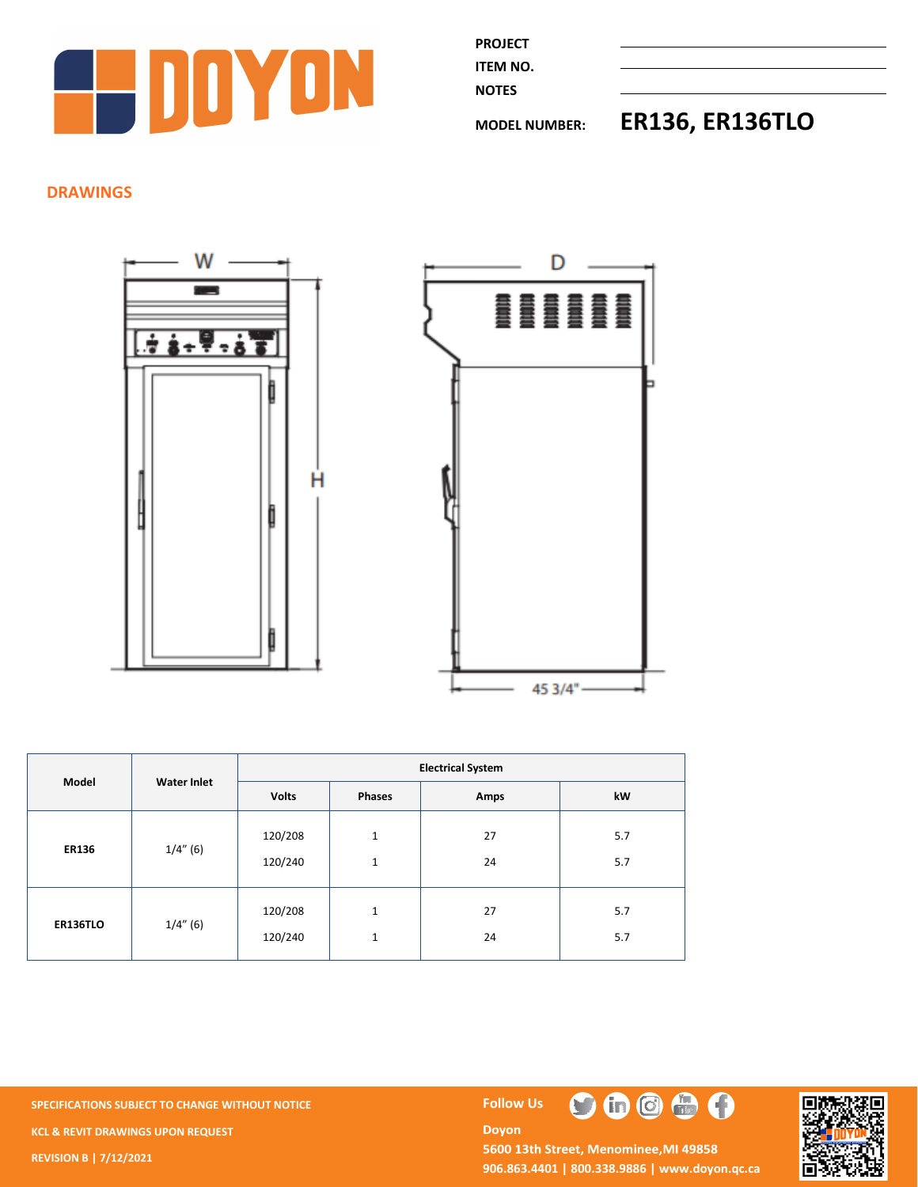PROJECT

ITEM NO.

NOTES

MODEL NUMBER: **ER136, ER136TLO**

## DRAWINGS

W

D

H

45 3/4"

| Model | Water Inlet | Electrical System | | | |
|---|---|---|---|---|---|
| | | Volts | Phases | Amps | kW |
| **ER136** | 1/4" (6) | 120/208<br>120/240 | 1<br>1 | 27<br>24 | 5.7<br>5.7 |
| **ER136TLO** | 1/4" (6) | 120/208<br>120/240 | 1<br>1 | 27<br>24 | 5.7<br>5.7 |

**SPECIFICATIONS SUBJECT TO CHANGE WITHOUT NOTICE**

**KCL & REVIT DRAWINGS UPON REQUEST**

**REVISION B | 7/12/2021**

**Follow Us**

**Doyon**
**5600 13th Street, Menominee,MI 49858**
**906.863.4401 | 800.338.9886 | www.doyon.qc.ca**